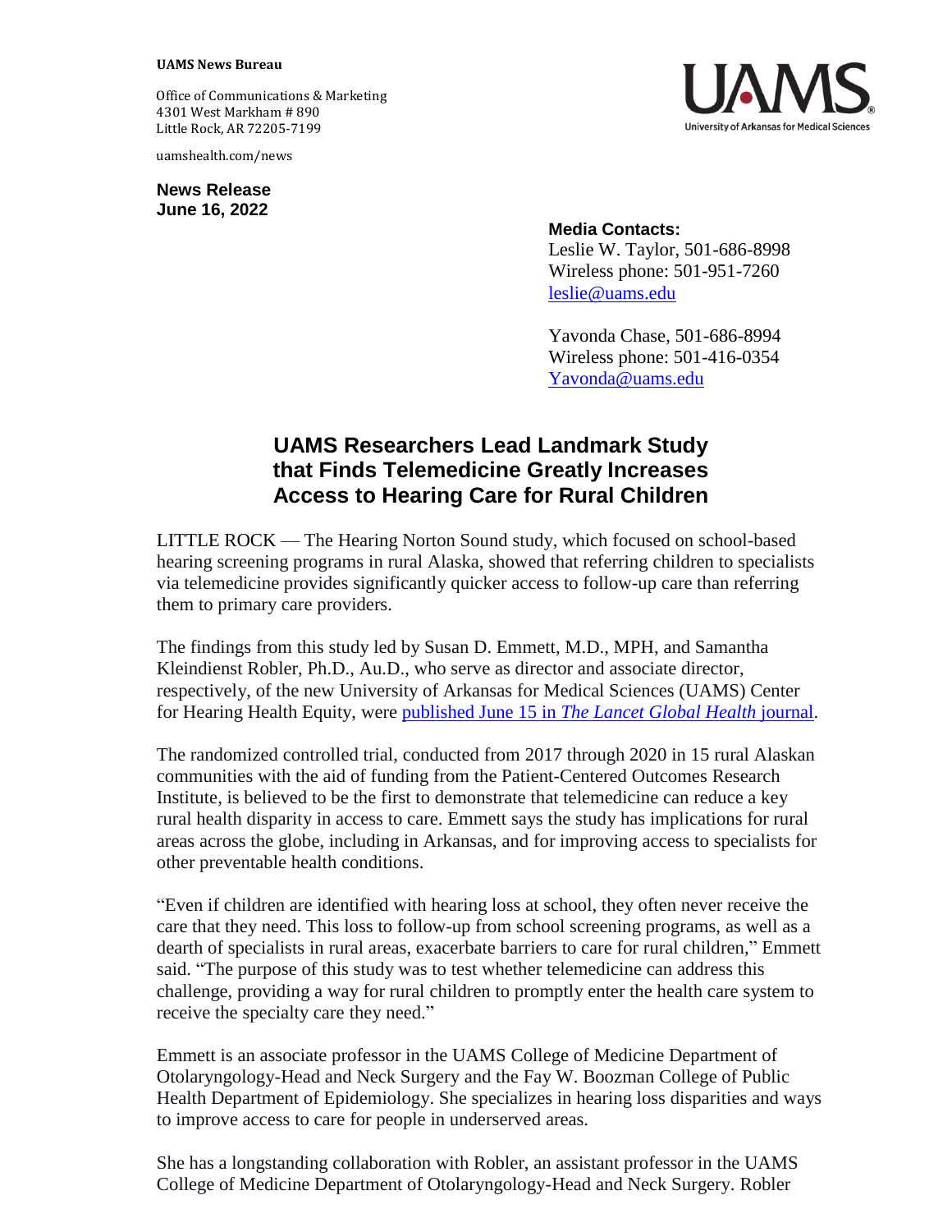**UAMS News Bureau**

Office of Communications & Marketing
4301 West Markham # 890
Little Rock, AR 72205-7199

uamshealth.com/news

**News Release**
**June 16, 2022**

**Media Contacts:**
Leslie W. Taylor, 501-686-8998
Wireless phone: 501-951-7260
leslie@uams.edu

Yavonda Chase, 501-686-8994
Wireless phone: 501-416-0354
Yavonda@uams.edu

# UAMS Researchers Lead Landmark Study that Finds Telemedicine Greatly Increases Access to Hearing Care for Rural Children

LITTLE ROCK — The Hearing Norton Sound study, which focused on school-based hearing screening programs in rural Alaska, showed that referring children to specialists via telemedicine provides significantly quicker access to follow-up care than referring them to primary care providers.

The findings from this study led by Susan D. Emmett, M.D., MPH, and Samantha Kleindienst Robler, Ph.D., Au.D., who serve as director and associate director, respectively, of the new University of Arkansas for Medical Sciences (UAMS) Center for Hearing Health Equity, were published June 15 in *The Lancet Global Health* journal.

The randomized controlled trial, conducted from 2017 through 2020 in 15 rural Alaskan communities with the aid of funding from the Patient-Centered Outcomes Research Institute, is believed to be the first to demonstrate that telemedicine can reduce a key rural health disparity in access to care. Emmett says the study has implications for rural areas across the globe, including in Arkansas, and for improving access to specialists for other preventable health conditions.

"Even if children are identified with hearing loss at school, they often never receive the care that they need. This loss to follow-up from school screening programs, as well as a dearth of specialists in rural areas, exacerbate barriers to care for rural children," Emmett said. "The purpose of this study was to test whether telemedicine can address this challenge, providing a way for rural children to promptly enter the health care system to receive the specialty care they need."

Emmett is an associate professor in the UAMS College of Medicine Department of Otolaryngology-Head and Neck Surgery and the Fay W. Boozman College of Public Health Department of Epidemiology. She specializes in hearing loss disparities and ways to improve access to care for people in underserved areas.

She has a longstanding collaboration with Robler, an assistant professor in the UAMS College of Medicine Department of Otolaryngology-Head and Neck Surgery. Robler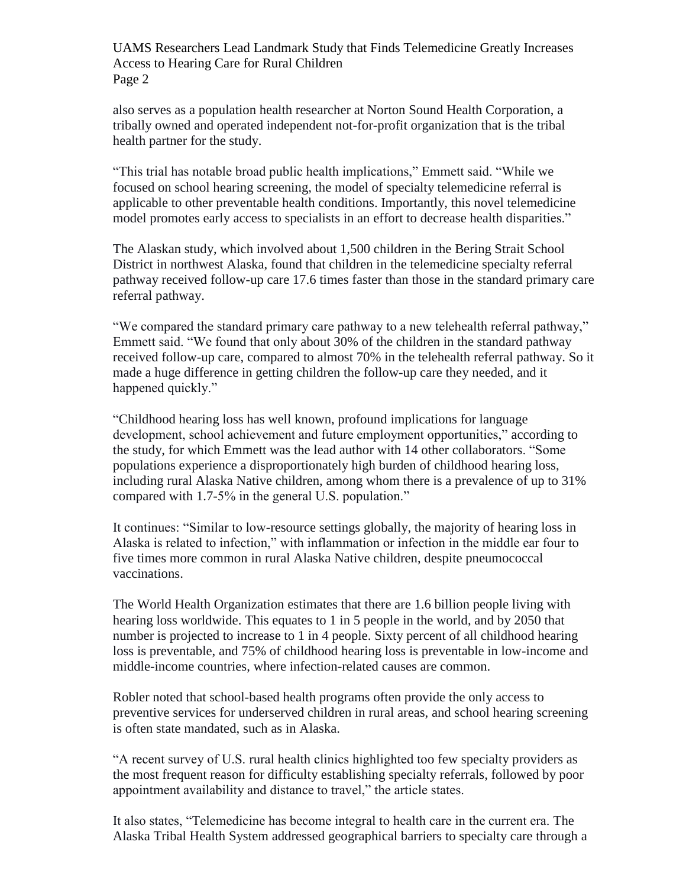also serves as a population health researcher at Norton Sound Health Corporation, a tribally owned and operated independent not-for-profit organization that is the tribal health partner for the study.

"This trial has notable broad public health implications," Emmett said. "While we focused on school hearing screening, the model of specialty telemedicine referral is applicable to other preventable health conditions. Importantly, this novel telemedicine model promotes early access to specialists in an effort to decrease health disparities."

The Alaskan study, which involved about 1,500 children in the Bering Strait School District in northwest Alaska, found that children in the telemedicine specialty referral pathway received follow-up care 17.6 times faster than those in the standard primary care referral pathway.

"We compared the standard primary care pathway to a new telehealth referral pathway," Emmett said. "We found that only about 30% of the children in the standard pathway received follow-up care, compared to almost 70% in the telehealth referral pathway. So it made a huge difference in getting children the follow-up care they needed, and it happened quickly."

"Childhood hearing loss has well known, profound implications for language development, school achievement and future employment opportunities," according to the study, for which Emmett was the lead author with 14 other collaborators. "Some populations experience a disproportionately high burden of childhood hearing loss, including rural Alaska Native children, among whom there is a prevalence of up to 31% compared with 1.7-5% in the general U.S. population."

It continues: "Similar to low-resource settings globally, the majority of hearing loss in Alaska is related to infection," with inflammation or infection in the middle ear four to five times more common in rural Alaska Native children, despite pneumococcal vaccinations.

The World Health Organization estimates that there are 1.6 billion people living with hearing loss worldwide. This equates to 1 in 5 people in the world, and by 2050 that number is projected to increase to 1 in 4 people. Sixty percent of all childhood hearing loss is preventable, and 75% of childhood hearing loss is preventable in low-income and middle-income countries, where infection-related causes are common.

Robler noted that school-based health programs often provide the only access to preventive services for underserved children in rural areas, and school hearing screening is often state mandated, such as in Alaska.

"A recent survey of U.S. rural health clinics highlighted too few specialty providers as the most frequent reason for difficulty establishing specialty referrals, followed by poor appointment availability and distance to travel," the article states.

It also states, "Telemedicine has become integral to health care in the current era. The Alaska Tribal Health System addressed geographical barriers to specialty care through a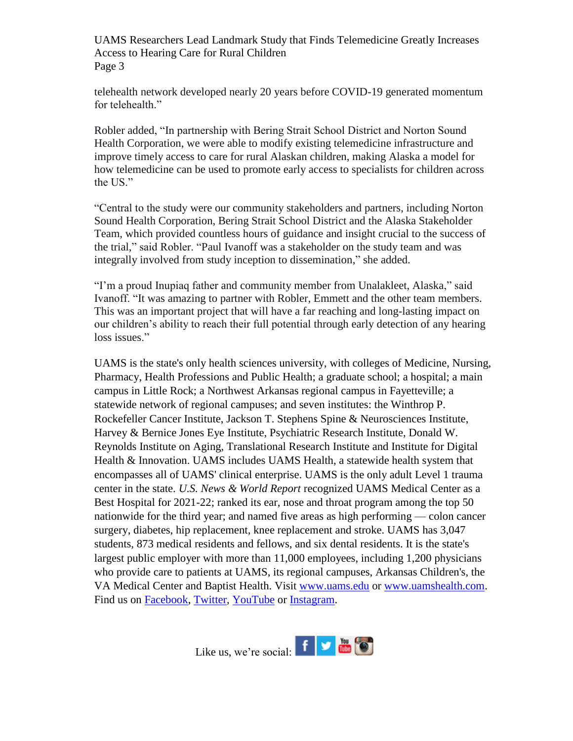telehealth network developed nearly 20 years before COVID-19 generated momentum for telehealth."

Robler added, "In partnership with Bering Strait School District and Norton Sound Health Corporation, we were able to modify existing telemedicine infrastructure and improve timely access to care for rural Alaskan children, making Alaska a model for how telemedicine can be used to promote early access to specialists for children across the US."

"Central to the study were our community stakeholders and partners, including Norton Sound Health Corporation, Bering Strait School District and the Alaska Stakeholder Team, which provided countless hours of guidance and insight crucial to the success of the trial," said Robler. "Paul Ivanoff was a stakeholder on the study team and was integrally involved from study inception to dissemination," she added.

"I'm a proud Inupiaq father and community member from Unalakleet, Alaska," said Ivanoff. "It was amazing to partner with Robler, Emmett and the other team members. This was an important project that will have a far reaching and long-lasting impact on our children's ability to reach their full potential through early detection of any hearing loss issues."

UAMS is the state's only health sciences university, with colleges of Medicine, Nursing, Pharmacy, Health Professions and Public Health; a graduate school; a hospital; a main campus in Little Rock; a Northwest Arkansas regional campus in Fayetteville; a statewide network of regional campuses; and seven institutes: the Winthrop P. Rockefeller Cancer Institute, Jackson T. Stephens Spine & Neurosciences Institute, Harvey & Bernice Jones Eye Institute, Psychiatric Research Institute, Donald W. Reynolds Institute on Aging, Translational Research Institute and Institute for Digital Health & Innovation. UAMS includes UAMS Health, a statewide health system that encompasses all of UAMS' clinical enterprise. UAMS is the only adult Level 1 trauma center in the state. *U.S. News & World Report* recognized UAMS Medical Center as a Best Hospital for 2021-22; ranked its ear, nose and throat program among the top 50 nationwide for the third year; and named five areas as high performing — colon cancer surgery, diabetes, hip replacement, knee replacement and stroke. UAMS has 3,047 students, 873 medical residents and fellows, and six dental residents. It is the state's largest public employer with more than 11,000 employees, including 1,200 physicians who provide care to patients at UAMS, its regional campuses, Arkansas Children's, the VA Medical Center and Baptist Health. Visit www.uams.edu or www.uamshealth.com. Find us on Facebook, Twitter, YouTube or Instagram.

Like us, we're social: